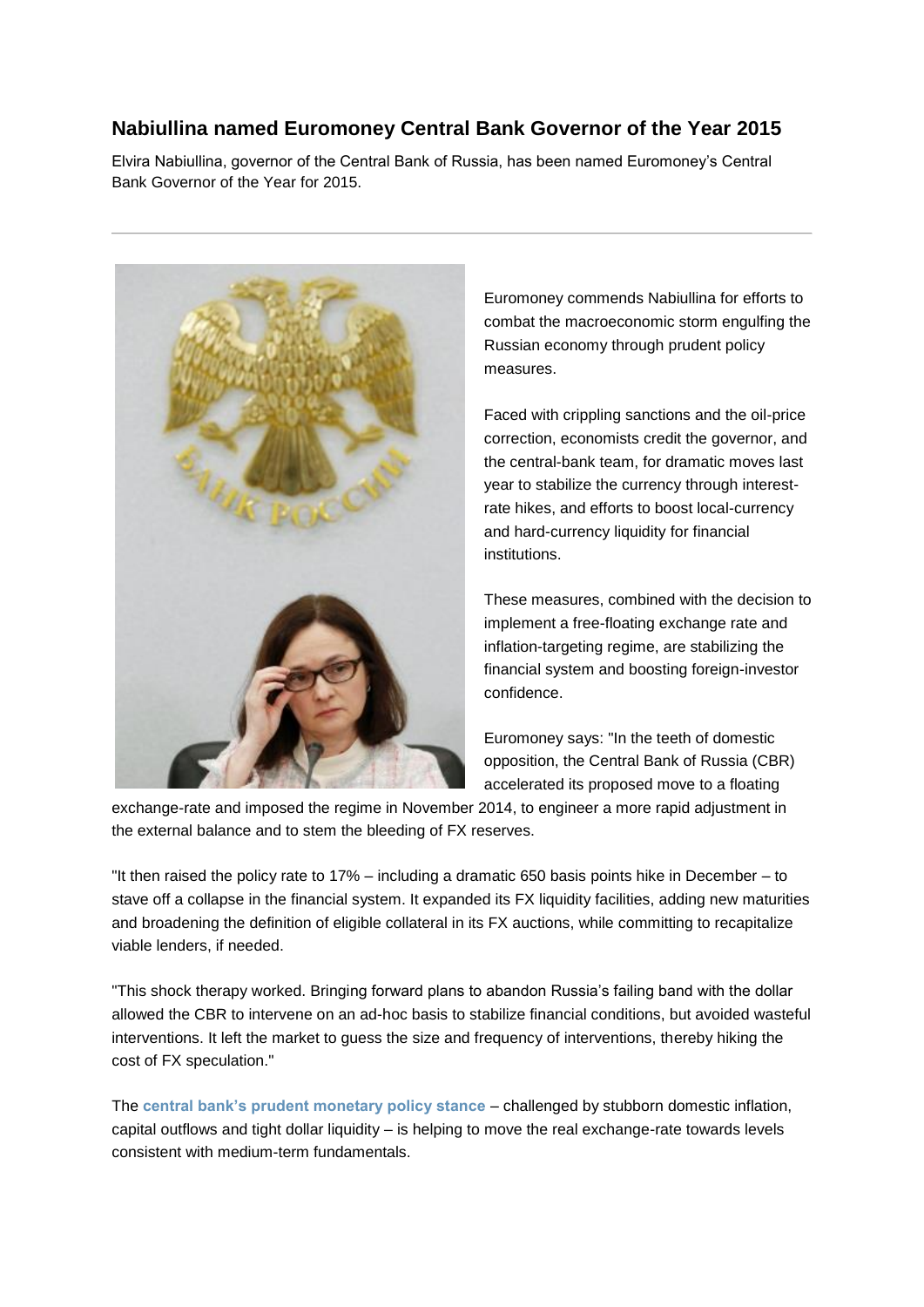## Nabiullina named Euromoney Central Bank Governor of the Year 2015

Elvira Nabiullina, governor of the Central Bank of Russia, has been named Euromoney's Central Bank Governor of the Year for 2015.

---

Euromoney commends Nabiullina for efforts to combat the macroeconomic storm engulfing the Russian economy through prudent policy measures.

Faced with crippling sanctions and the oil-price correction, economists credit the governor, and the central-bank team, for dramatic moves last year to stabilize the currency through interest-rate hikes, and efforts to boost local-currency and hard-currency liquidity for financial institutions.

These measures, combined with the decision to implement a free-floating exchange rate and inflation-targeting regime, are stabilizing the financial system and boosting foreign-investor confidence.

Euromoney says: "In the teeth of domestic opposition, the Central Bank of Russia (CBR) accelerated its proposed move to a floating exchange-rate and imposed the regime in November 2014, to engineer a more rapid adjustment in the external balance and to stem the bleeding of FX reserves.

"It then raised the policy rate to 17% – including a dramatic 650 basis points hike in December – to stave off a collapse in the financial system. It expanded its FX liquidity facilities, adding new maturities and broadening the definition of eligible collateral in its FX auctions, while committing to recapitalize viable lenders, if needed.

"This shock therapy worked. Bringing forward plans to abandon Russia's failing band with the dollar allowed the CBR to intervene on an ad-hoc basis to stabilize financial conditions, but avoided wasteful interventions. It left the market to guess the size and frequency of interventions, thereby hiking the cost of FX speculation."

The **central bank's prudent monetary policy stance** – challenged by stubborn domestic inflation, capital outflows and tight dollar liquidity – is helping to move the real exchange-rate towards levels consistent with medium-term fundamentals.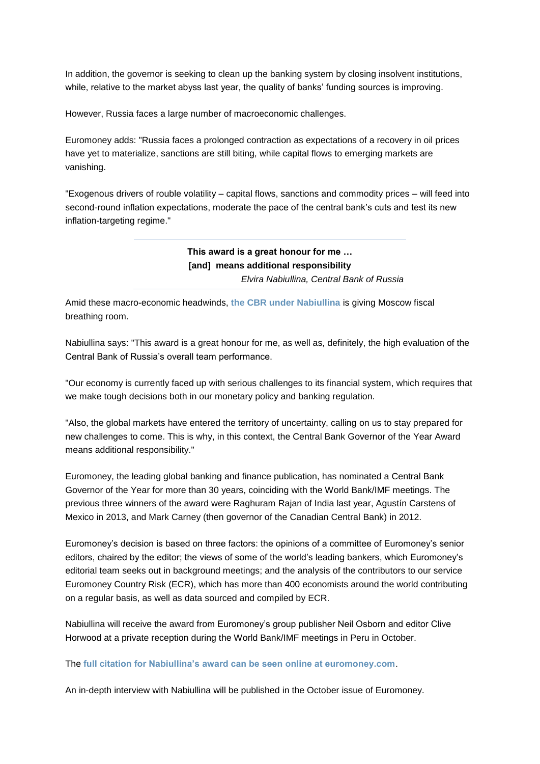In addition, the governor is seeking to clean up the banking system by closing insolvent institutions, while, relative to the market abyss last year, the quality of banks' funding sources is improving.

However, Russia faces a large number of macroeconomic challenges.

Euromoney adds: "Russia faces a prolonged contraction as expectations of a recovery in oil prices have yet to materialize, sanctions are still biting, while capital flows to emerging markets are vanishing.

"Exogenous drivers of rouble volatility – capital flows, sanctions and commodity prices – will feed into second-round inflation expectations, moderate the pace of the central bank's cuts and test its new inflation-targeting regime."

> **This award is a great honour for me … [and] means additional responsibility**
> *Elvira Nabiullina, Central Bank of Russia*

Amid these macro-economic headwinds, **the CBR under Nabiullina** is giving Moscow fiscal breathing room.

Nabiullina says: "This award is a great honour for me, as well as, definitely, the high evaluation of the Central Bank of Russia's overall team performance.

"Our economy is currently faced up with serious challenges to its financial system, which requires that we make tough decisions both in our monetary policy and banking regulation.

"Also, the global markets have entered the territory of uncertainty, calling on us to stay prepared for new challenges to come. This is why, in this context, the Central Bank Governor of the Year Award means additional responsibility."

Euromoney, the leading global banking and finance publication, has nominated a Central Bank Governor of the Year for more than 30 years, coinciding with the World Bank/IMF meetings. The previous three winners of the award were Raghuram Rajan of India last year, Agustín Carstens of Mexico in 2013, and Mark Carney (then governor of the Canadian Central Bank) in 2012.

Euromoney's decision is based on three factors: the opinions of a committee of Euromoney's senior editors, chaired by the editor; the views of some of the world's leading bankers, which Euromoney's editorial team seeks out in background meetings; and the analysis of the contributors to our service Euromoney Country Risk (ECR), which has more than 400 economists around the world contributing on a regular basis, as well as data sourced and compiled by ECR.

Nabiullina will receive the award from Euromoney's group publisher Neil Osborn and editor Clive Horwood at a private reception during the World Bank/IMF meetings in Peru in October.

The **full citation for Nabiullina's award can be seen online at euromoney.com**.

An in-depth interview with Nabiullina will be published in the October issue of Euromoney.